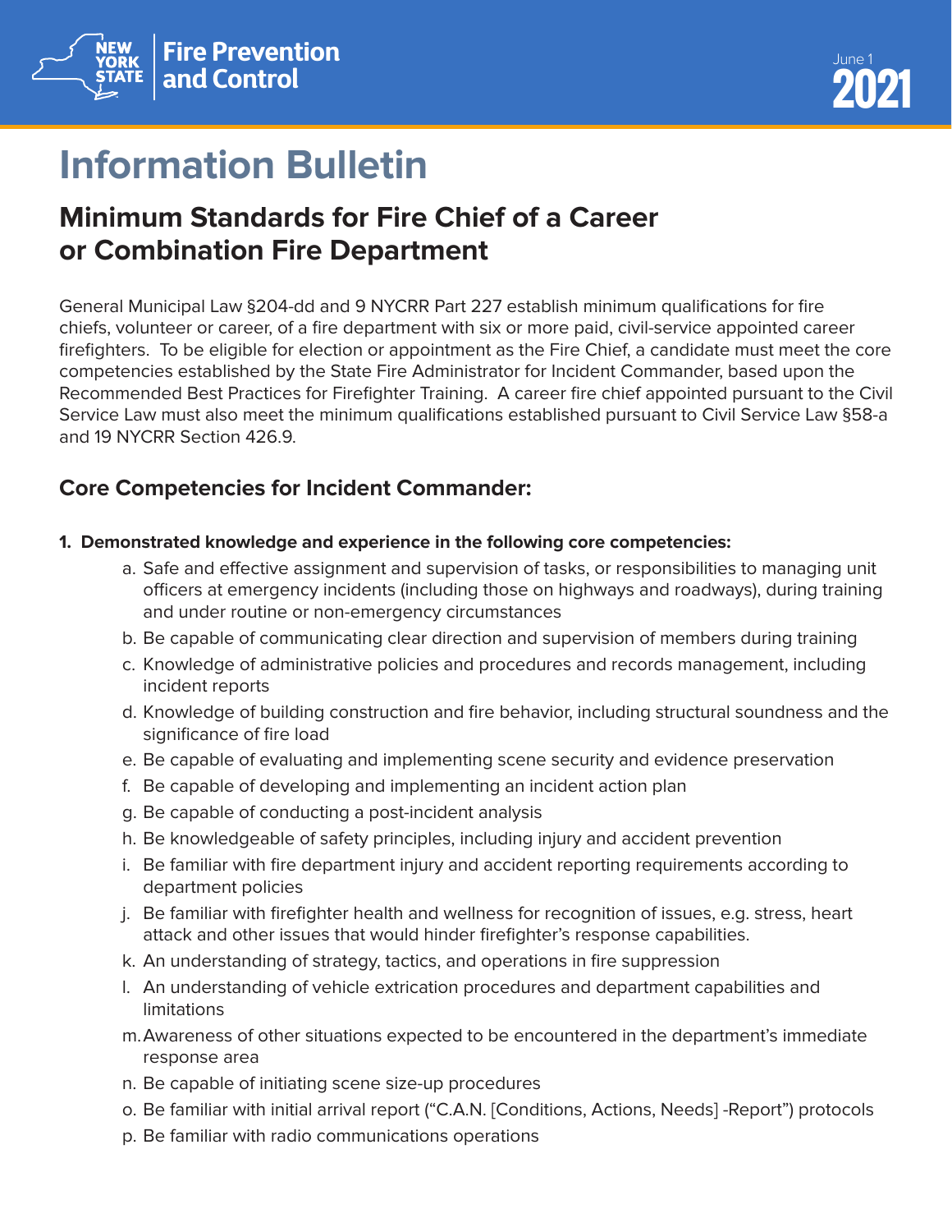New York State | Fire Prevention and Control

June 1 2021

# Information Bulletin

## Minimum Standards for Fire Chief of a Career or Combination Fire Department

General Municipal Law §204-dd and 9 NYCRR Part 227 establish minimum qualifications for fire chiefs, volunteer or career, of a fire department with six or more paid, civil-service appointed career firefighters. To be eligible for election or appointment as the Fire Chief, a candidate must meet the core competencies established by the State Fire Administrator for Incident Commander, based upon the Recommended Best Practices for Firefighter Training. A career fire chief appointed pursuant to the Civil Service Law must also meet the minimum qualifications established pursuant to Civil Service Law §58-a and 19 NYCRR Section 426.9.

### Core Competencies for Incident Commander:

**1. Demonstrated knowledge and experience in the following core competencies:**

a. Safe and effective assignment and supervision of tasks, or responsibilities to managing unit officers at emergency incidents (including those on highways and roadways), during training and under routine or non-emergency circumstances

b. Be capable of communicating clear direction and supervision of members during training

c. Knowledge of administrative policies and procedures and records management, including incident reports

d. Knowledge of building construction and fire behavior, including structural soundness and the significance of fire load

e. Be capable of evaluating and implementing scene security and evidence preservation

f. Be capable of developing and implementing an incident action plan

g. Be capable of conducting a post-incident analysis

h. Be knowledgeable of safety principles, including injury and accident prevention

i. Be familiar with fire department injury and accident reporting requirements according to department policies

j. Be familiar with firefighter health and wellness for recognition of issues, e.g. stress, heart attack and other issues that would hinder firefighter's response capabilities.

k. An understanding of strategy, tactics, and operations in fire suppression

l. An understanding of vehicle extrication procedures and department capabilities and limitations

m. Awareness of other situations expected to be encountered in the department's immediate response area

n. Be capable of initiating scene size-up procedures

o. Be familiar with initial arrival report ("C.A.N. [Conditions, Actions, Needs] -Report") protocols

p. Be familiar with radio communications operations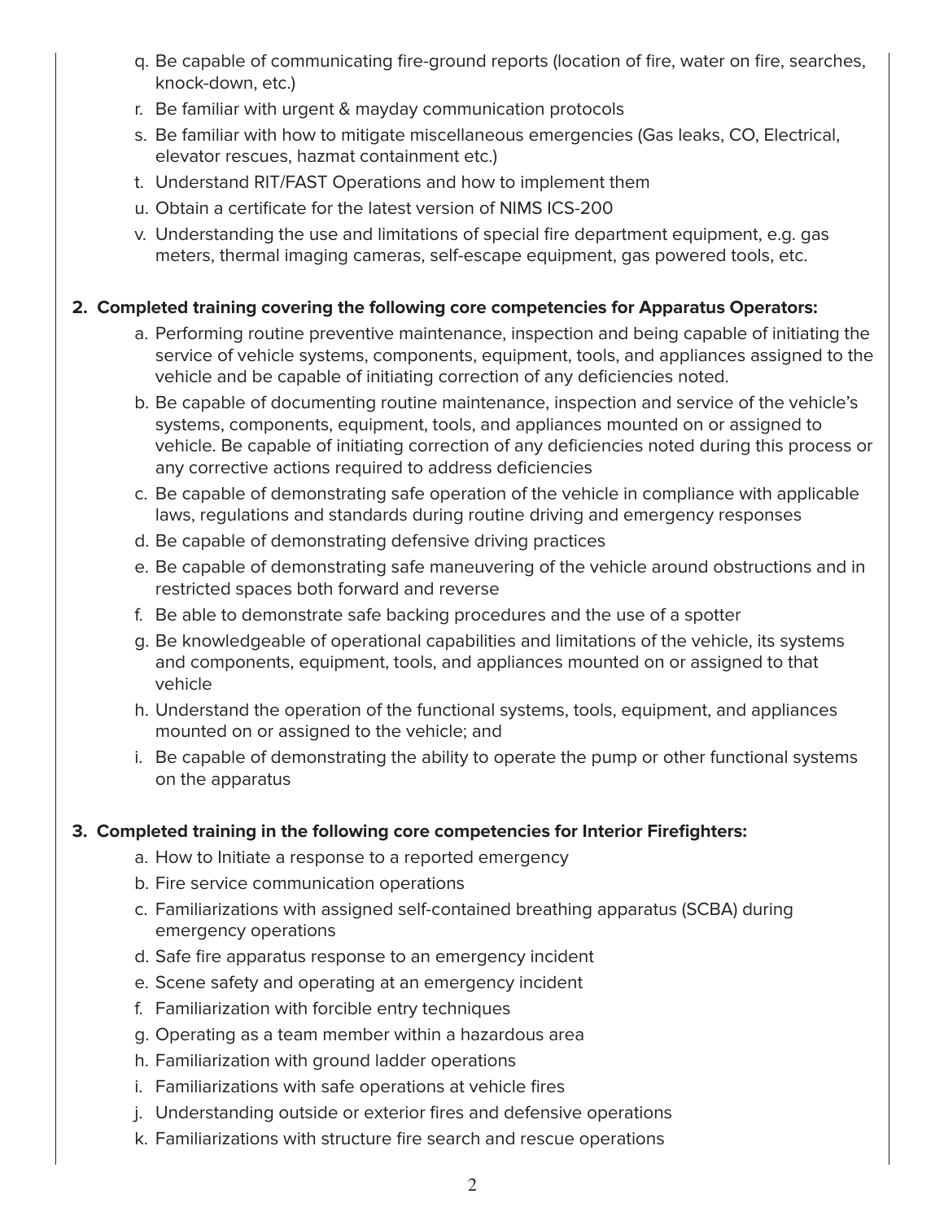q. Be capable of communicating fire-ground reports (location of fire, water on fire, searches, knock-down, etc.)

r. Be familiar with urgent & mayday communication protocols

s. Be familiar with how to mitigate miscellaneous emergencies (Gas leaks, CO, Electrical, elevator rescues, hazmat containment etc.)

t. Understand RIT/FAST Operations and how to implement them

u. Obtain a certificate for the latest version of NIMS ICS-200

v. Understanding the use and limitations of special fire department equipment, e.g. gas meters, thermal imaging cameras, self-escape equipment, gas powered tools, etc.

**2. Completed training covering the following core competencies for Apparatus Operators:**

a. Performing routine preventive maintenance, inspection and being capable of initiating the service of vehicle systems, components, equipment, tools, and appliances assigned to the vehicle and be capable of initiating correction of any deficiencies noted.

b. Be capable of documenting routine maintenance, inspection and service of the vehicle's systems, components, equipment, tools, and appliances mounted on or assigned to vehicle. Be capable of initiating correction of any deficiencies noted during this process or any corrective actions required to address deficiencies

c. Be capable of demonstrating safe operation of the vehicle in compliance with applicable laws, regulations and standards during routine driving and emergency responses

d. Be capable of demonstrating defensive driving practices

e. Be capable of demonstrating safe maneuvering of the vehicle around obstructions and in restricted spaces both forward and reverse

f. Be able to demonstrate safe backing procedures and the use of a spotter

g. Be knowledgeable of operational capabilities and limitations of the vehicle, its systems and components, equipment, tools, and appliances mounted on or assigned to that vehicle

h. Understand the operation of the functional systems, tools, equipment, and appliances mounted on or assigned to the vehicle; and

i. Be capable of demonstrating the ability to operate the pump or other functional systems on the apparatus

**3. Completed training in the following core competencies for Interior Firefighters:**

a. How to Initiate a response to a reported emergency

b. Fire service communication operations

c. Familiarizations with assigned self-contained breathing apparatus (SCBA) during emergency operations

d. Safe fire apparatus response to an emergency incident

e. Scene safety and operating at an emergency incident

f. Familiarization with forcible entry techniques

g. Operating as a team member within a hazardous area

h. Familiarization with ground ladder operations

i. Familiarizations with safe operations at vehicle fires

j. Understanding outside or exterior fires and defensive operations

k. Familiarizations with structure fire search and rescue operations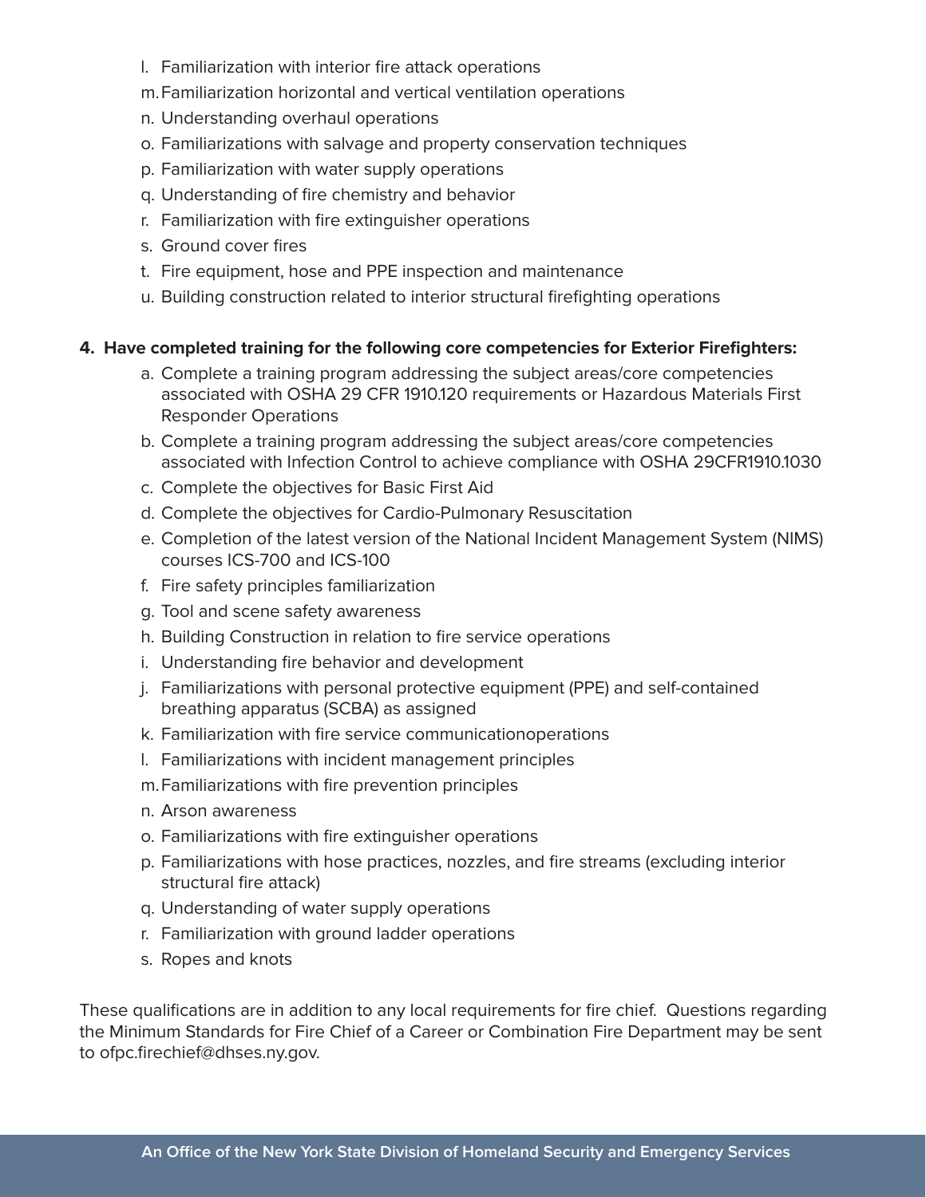l. Familiarization with interior fire attack operations
m. Familiarization horizontal and vertical ventilation operations
n. Understanding overhaul operations
o. Familiarizations with salvage and property conservation techniques
p. Familiarization with water supply operations
q. Understanding of fire chemistry and behavior
r. Familiarization with fire extinguisher operations
s. Ground cover fires
t. Fire equipment, hose and PPE inspection and maintenance
u. Building construction related to interior structural firefighting operations

**4. Have completed training for the following core competencies for Exterior Firefighters:**

a. Complete a training program addressing the subject areas/core competencies associated with OSHA 29 CFR 1910.120 requirements or Hazardous Materials First Responder Operations
b. Complete a training program addressing the subject areas/core competencies associated with Infection Control to achieve compliance with OSHA 29CFR1910.1030
c. Complete the objectives for Basic First Aid
d. Complete the objectives for Cardio-Pulmonary Resuscitation
e. Completion of the latest version of the National Incident Management System (NIMS) courses ICS-700 and ICS-100
f. Fire safety principles familiarization
g. Tool and scene safety awareness
h. Building Construction in relation to fire service operations
i. Understanding fire behavior and development
j. Familiarizations with personal protective equipment (PPE) and self-contained breathing apparatus (SCBA) as assigned
k. Familiarization with fire service communicationoperations
l. Familiarizations with incident management principles
m. Familiarizations with fire prevention principles
n. Arson awareness
o. Familiarizations with fire extinguisher operations
p. Familiarizations with hose practices, nozzles, and fire streams (excluding interior structural fire attack)
q. Understanding of water supply operations
r. Familiarization with ground ladder operations
s. Ropes and knots

These qualifications are in addition to any local requirements for fire chief. Questions regarding the Minimum Standards for Fire Chief of a Career or Combination Fire Department may be sent to ofpc.firechief@dhses.ny.gov.